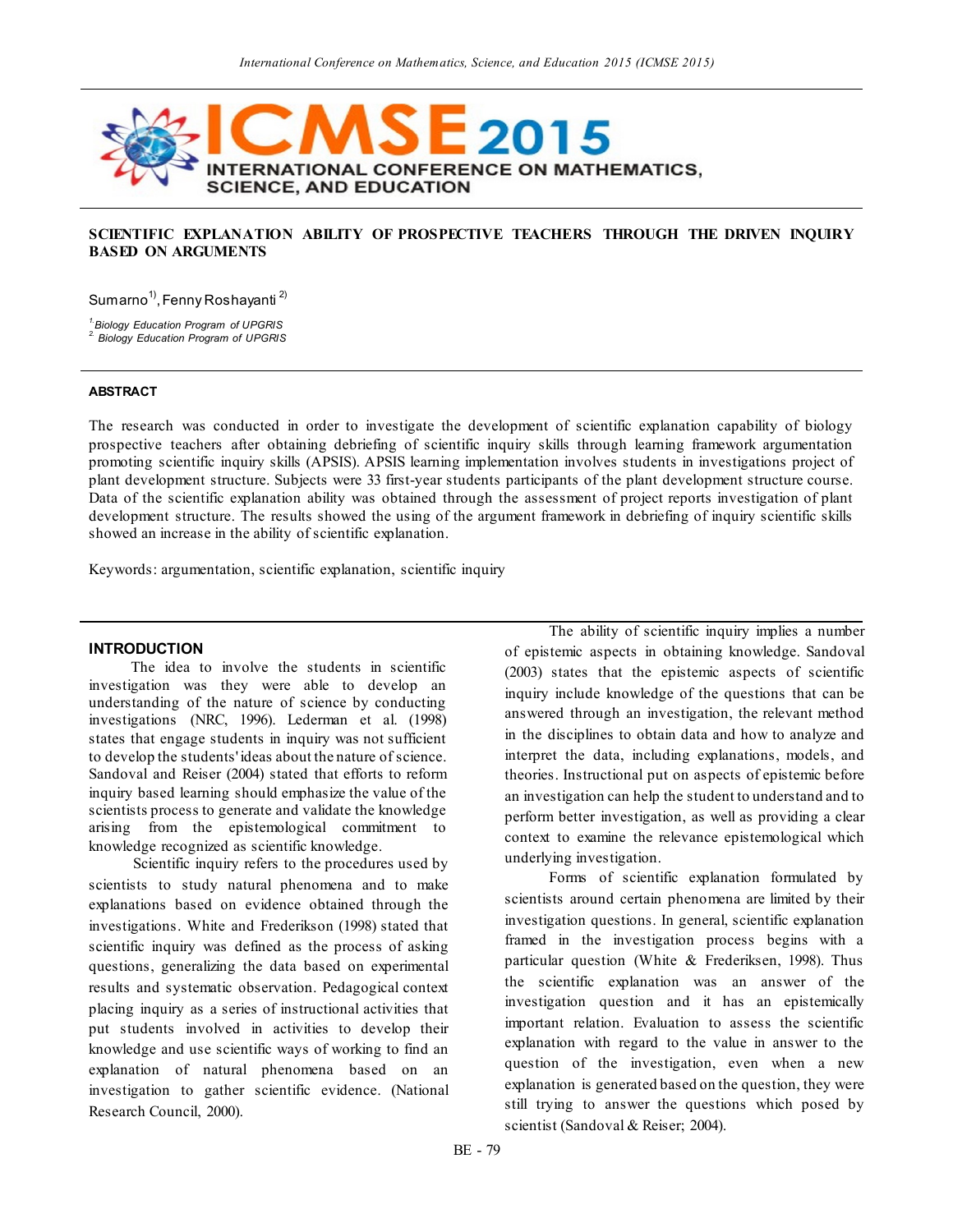# SCIENTIFIC EXPLANATION ABILITY OF PROSPECTIVE TEACHERS THROUGH THE DRIVEN INQUIRY BASED ON ARGUMENTS

Sumarno[1)], Fenny Roshayanti [2)]

[1] Biology Education Program of UPGRIS
[2.] Biology Education Program of UPGRIS

## ABSTRACT

The research was conducted in order to investigate the development of scientific explanation capability of biology prospective teachers after obtaining debriefing of scientific inquiry skills through learning framework argumentation promoting scientific inquiry skills (APSIS). APSIS learning implementation involves students in investigations project of plant development structure. Subjects were 33 first-year students participants of the plant development structure course. Data of the scientific explanation ability was obtained through the assessment of project reports investigation of plant development structure. The results showed the using of the argument framework in debriefing of inquiry scientific skills showed an increase in the ability of scientific explanation.

Keywords: argumentation, scientific explanation, scientific inquiry

## INTRODUCTION

The idea to involve the students in scientific investigation was they were able to develop an understanding of the nature of science by conducting investigations (NRC, 1996). Lederman et al. (1998) states that engage students in inquiry was not sufficient to develop the students' ideas about the nature of science. Sandoval and Reiser (2004) stated that efforts to reform inquiry based learning should emphasize the value of the scientists process to generate and validate the knowledge arising from the epistemological commitment to knowledge recognized as scientific knowledge.

Scientific inquiry refers to the procedures used by scientists to study natural phenomena and to make explanations based on evidence obtained through the investigations. White and Frederikson (1998) stated that scientific inquiry was defined as the process of asking questions, generalizing the data based on experimental results and systematic observation. Pedagogical context placing inquiry as a series of instructional activities that put students involved in activities to develop their knowledge and use scientific ways of working to find an explanation of natural phenomena based on an investigation to gather scientific evidence. (National Research Council, 2000).

The ability of scientific inquiry implies a number of epistemic aspects in obtaining knowledge. Sandoval (2003) states that the epistemic aspects of scientific inquiry include knowledge of the questions that can be answered through an investigation, the relevant method in the disciplines to obtain data and how to analyze and interpret the data, including explanations, models, and theories. Instructional put on aspects of epistemic before an investigation can help the student to understand and to perform better investigation, as well as providing a clear context to examine the relevance epistemological which underlying investigation.

Forms of scientific explanation formulated by scientists around certain phenomena are limited by their investigation questions. In general, scientific explanation framed in the investigation process begins with a particular question (White & Frederiksen, 1998). Thus the scientific explanation was an answer of the investigation question and it has an epistemically important relation. Evaluation to assess the scientific explanation with regard to the value in answer to the question of the investigation, even when a new explanation is generated based on the question, they were still trying to answer the questions which posed by scientist (Sandoval & Reiser; 2004).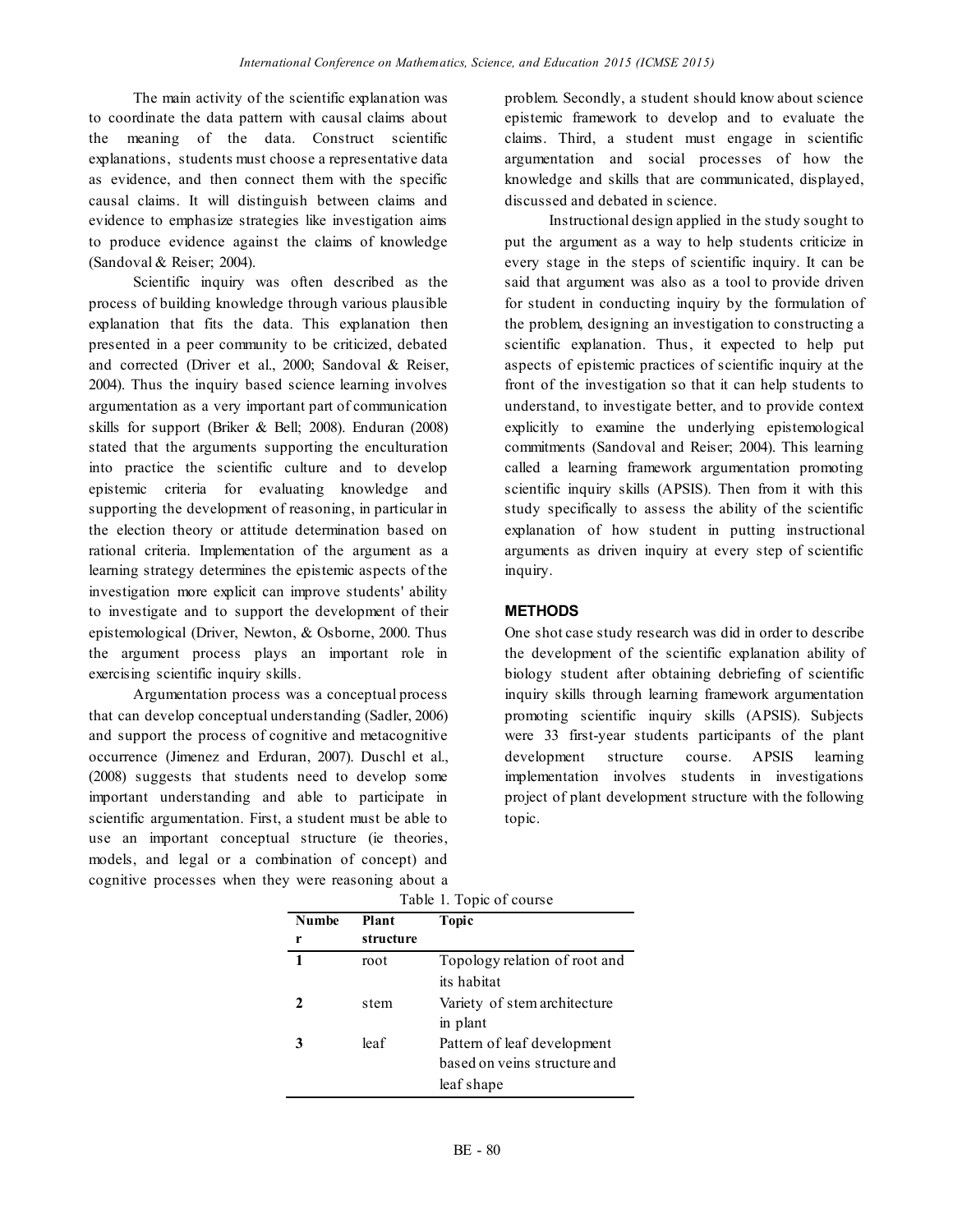The main activity of the scientific explanation was to coordinate the data pattern with causal claims about the meaning of the data. Construct scientific explanations, students must choose a representative data as evidence, and then connect them with the specific causal claims. It will distinguish between claims and evidence to emphasize strategies like investigation aims to produce evidence against the claims of knowledge (Sandoval & Reiser; 2004).

Scientific inquiry was often described as the process of building knowledge through various plausible explanation that fits the data. This explanation then presented in a peer community to be criticized, debated and corrected (Driver et al., 2000; Sandoval & Reiser, 2004). Thus the inquiry based science learning involves argumentation as a very important part of communication skills for support (Briker & Bell; 2008). Enduran (2008) stated that the arguments supporting the enculturation into practice the scientific culture and to develop epistemic criteria for evaluating knowledge and supporting the development of reasoning, in particular in the election theory or attitude determination based on rational criteria. Implementation of the argument as a learning strategy determines the epistemic aspects of the investigation more explicit can improve students' ability to investigate and to support the development of their epistemological (Driver, Newton, & Osborne, 2000. Thus the argument process plays an important role in exercising scientific inquiry skills.

Argumentation process was a conceptual process that can develop conceptual understanding (Sadler, 2006) and support the process of cognitive and metacognitive occurrence (Jimenez and Erduran, 2007). Duschl et al., (2008) suggests that students need to develop some important understanding and able to participate in scientific argumentation. First, a student must be able to use an important conceptual structure (ie theories, models, and legal or a combination of concept) and cognitive processes when they were reasoning about a problem. Secondly, a student should know about science epistemic framework to develop and to evaluate the claims. Third, a student must engage in scientific argumentation and social processes of how the knowledge and skills that are communicated, displayed, discussed and debated in science.

Instructional design applied in the study sought to put the argument as a way to help students criticize in every stage in the steps of scientific inquiry. It can be said that argument was also as a tool to provide driven for student in conducting inquiry by the formulation of the problem, designing an investigation to constructing a scientific explanation. Thus, it expected to help put aspects of epistemic practices of scientific inquiry at the front of the investigation so that it can help students to understand, to investigate better, and to provide context explicitly to examine the underlying epistemological commitments (Sandoval and Reiser; 2004). This learning called a learning framework argumentation promoting scientific inquiry skills (APSIS). Then from it with this study specifically to assess the ability of the scientific explanation of how student in putting instructional arguments as driven inquiry at every step of scientific inquiry.

## METHODS

One shot case study research was did in order to describe the development of the scientific explanation ability of biology student after obtaining debriefing of scientific inquiry skills through learning framework argumentation promoting scientific inquiry skills (APSIS). Subjects were 33 first-year students participants of the plant development structure course. APSIS learning implementation involves students in investigations project of plant development structure with the following topic.

Table 1. Topic of course

| Number | Plant structure | Topic |
|---|---|---|
| 1 | root | Topology relation of root and its habitat |
| 2 | stem | Variety of stem architecture in plant |
| 3 | leaf | Pattern of leaf development based on veins structure and leaf shape |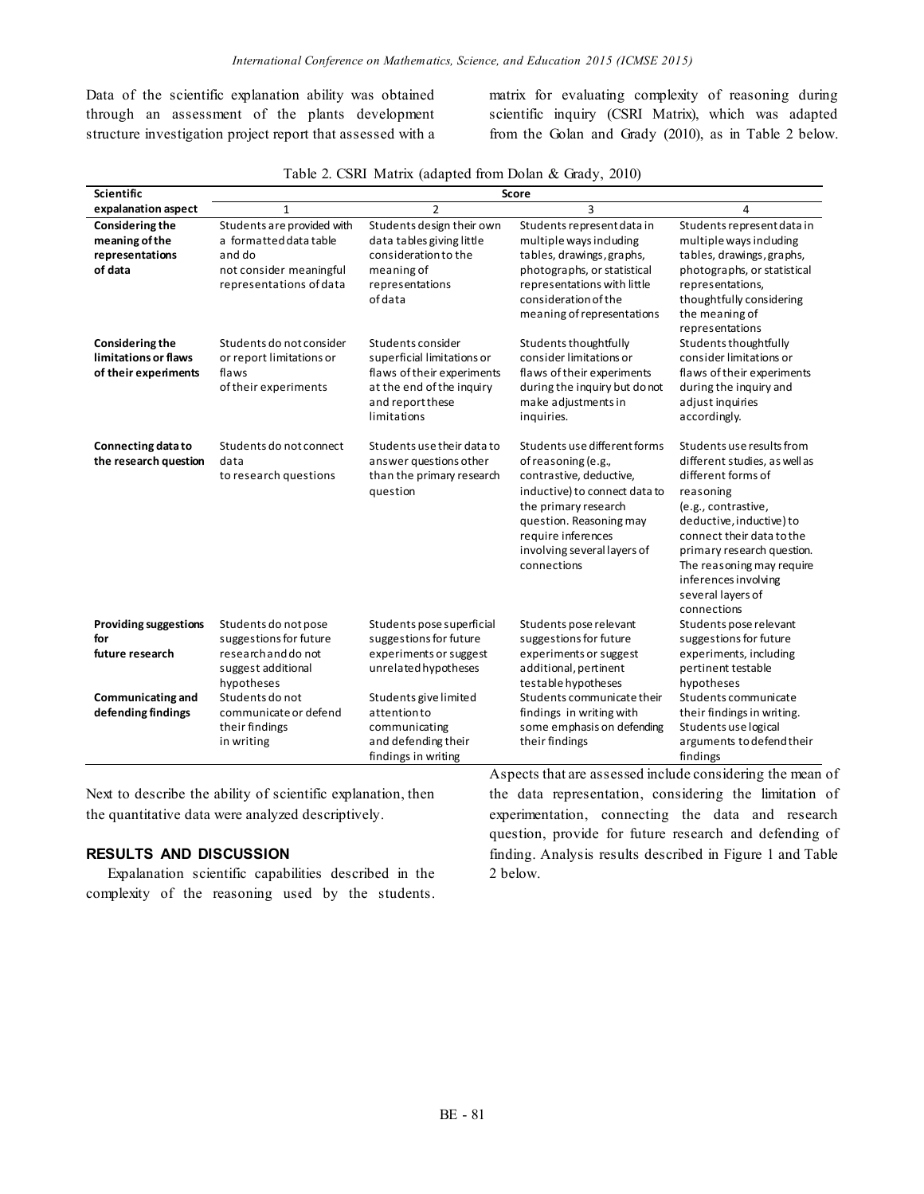Data of the scientific explanation ability was obtained through an assessment of the plants development structure investigation project report that assessed with a matrix for evaluating complexity of reasoning during scientific inquiry (CSRI Matrix), which was adapted from the Golan and Grady (2010), as in Table 2 below.

Table 2. CSRI Matrix (adapted from Dolan & Grady, 2010)

| Scientific expalanation aspect | Score | | | |
|---|---|---|---|---|
| | 1 | 2 | 3 | 4 |
| **Considering the meaning of the representations of data** | Students are provided with a formatted data table and do not consider meaningful representations of data | Students design their own data tables giving little consideration to the meaning of representations of data | Students represent data in multiple ways including tables, drawings, graphs, photographs, or statistical representations with little consideration of the meaning of representations | Students represent data in multiple ways including tables, drawings, graphs, photographs, or statistical representations, thoughtfully considering the meaning of representations |
| **Considering the limitations or flaws of their experiments** | Students do not consider or report limitations or flaws of their experiments | Students consider superficial limitations or flaws of their experiments at the end of the inquiry and report these limitations | Students thoughtfully consider limitations or flaws of their experiments during the inquiry but do not make adjustments in inquiries. | Students thoughtfully consider limitations or flaws of their experiments during the inquiry and adjust inquiries accordingly. |
| **Connecting data to the research question** | Students do not connect data to research questions | Students use their data to answer questions other than the primary research question | Students use different forms of reasoning (e.g., contrastive, deductive, inductive) to connect data to the primary research question. Reasoning may require inferences involving several layers of connections | Students use results from different studies, as well as different forms of reasoning (e.g., contrastive, deductive, inductive) to connect their data to the primary research question. The reasoning may require inferences involving several layers of connections |
| **Providing suggestions for future research** | Students do not pose suggestions for future research and do not suggest additional hypotheses | Students pose superficial suggestions for future experiments or suggest unrelated hypotheses | Students pose relevant suggestions for future experiments or suggest additional, pertinent testable hypotheses | Students pose relevant suggestions for future experiments, including pertinent testable hypotheses |
| **Communicating and defending findings** | Students do not communicate or defend their findings in writing | Students give limited attention to communicating and defending their findings in writing | Students communicate their findings in writing with some emphasis on defending their findings | Students communicate their findings in writing. Students use logical arguments to defend their findings |

Next to describe the ability of scientific explanation, then the quantitative data were analyzed descriptively.

## RESULTS AND DISCUSSION

Expalanation scientific capabilities described in the complexity of the reasoning used by the students. Aspects that are assessed include considering the mean of the data representation, considering the limitation of experimentation, connecting the data and research question, provide for future research and defending of finding. Analysis results described in Figure 1 and Table 2 below.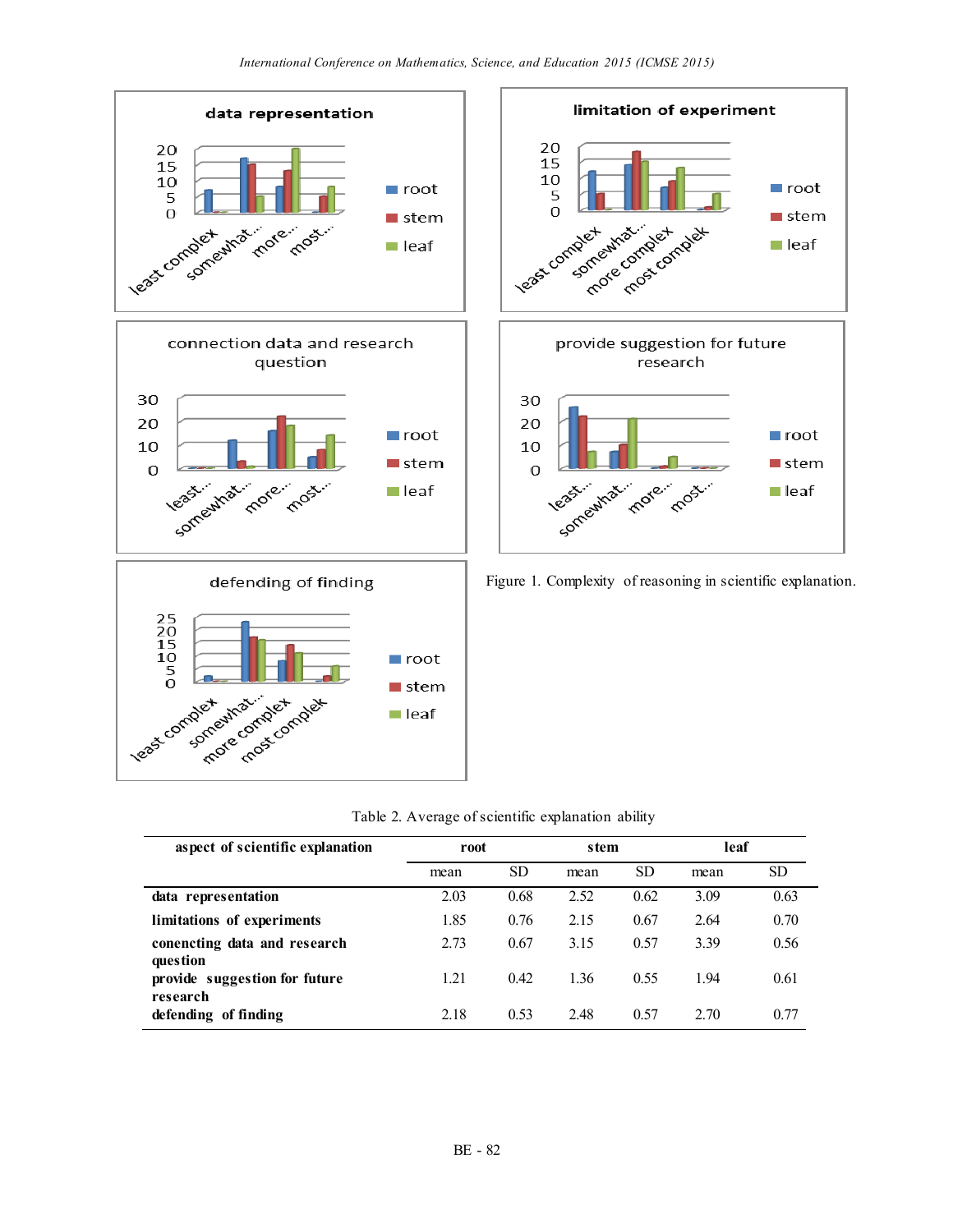Figure 1. Complexity of reasoning in scientific explanation.

Table 2. Average of scientific explanation ability

| aspect of scientific explanation | root | | stem | | leaf | |
|---|---|---|---|---|---|---|
| | mean | SD | mean | SD | mean | SD |
| **data representation** | 2.03 | 0.68 | 2.52 | 0.62 | 3.09 | 0.63 |
| **limitations of experiments** | 1.85 | 0.76 | 2.15 | 0.67 | 2.64 | 0.70 |
| **conencting data and research question** | 2.73 | 0.67 | 3.15 | 0.57 | 3.39 | 0.56 |
| **provide suggestion for future research** | 1.21 | 0.42 | 1.36 | 0.55 | 1.94 | 0.61 |
| **defending of finding** | 2.18 | 0.53 | 2.48 | 0.57 | 2.70 | 0.77 |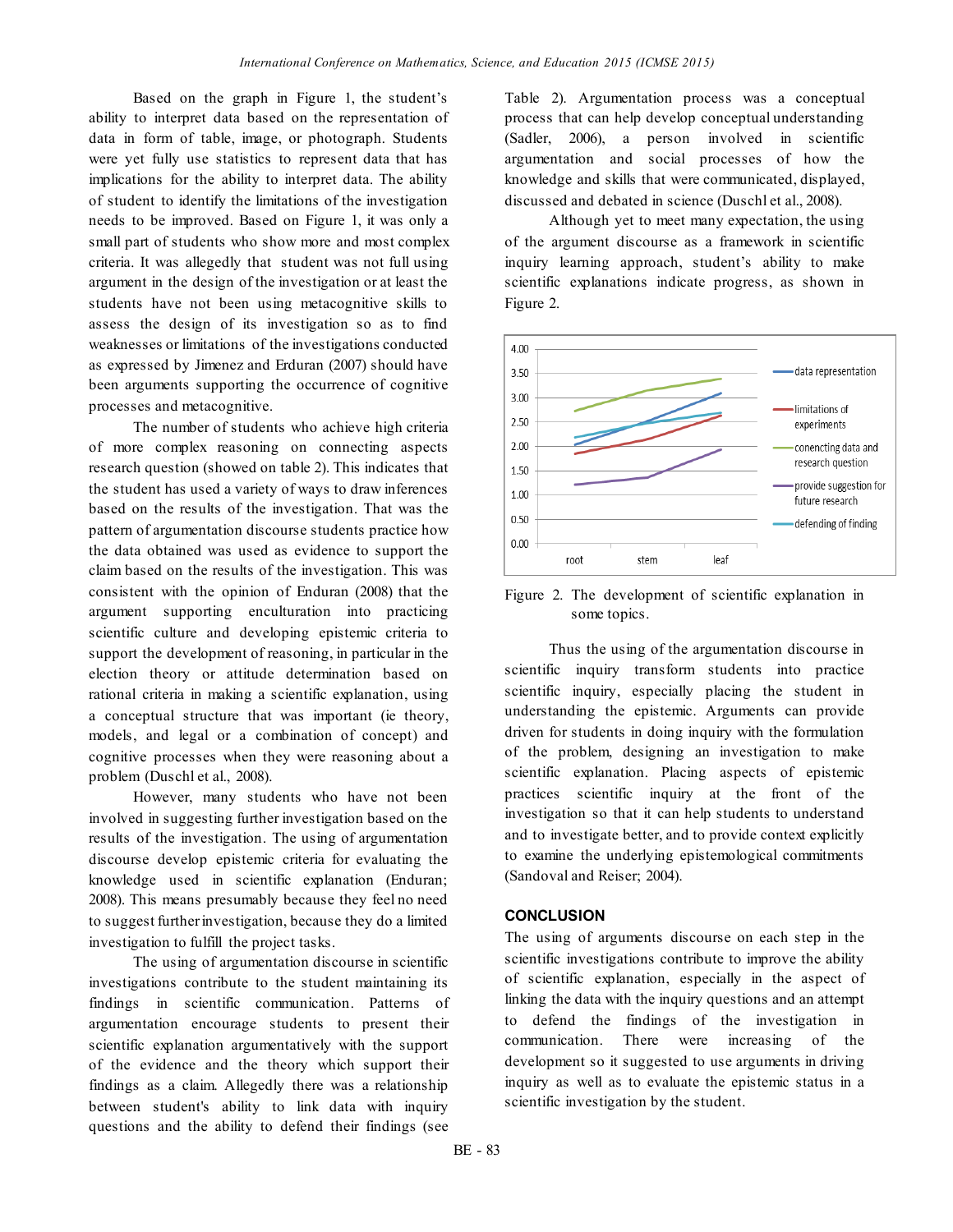Based on the graph in Figure 1, the student's ability to interpret data based on the representation of data in form of table, image, or photograph. Students were yet fully use statistics to represent data that has implications for the ability to interpret data. The ability of student to identify the limitations of the investigation needs to be improved. Based on Figure 1, it was only a small part of students who show more and most complex criteria. It was allegedly that student was not full using argument in the design of the investigation or at least the students have not been using metacognitive skills to assess the design of its investigation so as to find weaknesses or limitations of the investigations conducted as expressed by Jimenez and Erduran (2007) should have been arguments supporting the occurrence of cognitive processes and metacognitive.

The number of students who achieve high criteria of more complex reasoning on connecting aspects research question (showed on table 2). This indicates that the student has used a variety of ways to draw inferences based on the results of the investigation. That was the pattern of argumentation discourse students practice how the data obtained was used as evidence to support the claim based on the results of the investigation. This was consistent with the opinion of Enduran (2008) that the argument supporting enculturation into practicing scientific culture and developing epistemic criteria to support the development of reasoning, in particular in the election theory or attitude determination based on rational criteria in making a scientific explanation, using a conceptual structure that was important (ie theory, models, and legal or a combination of concept) and cognitive processes when they were reasoning about a problem (Duschl et al., 2008).

However, many students who have not been involved in suggesting further investigation based on the results of the investigation. The using of argumentation discourse develop epistemic criteria for evaluating the knowledge used in scientific explanation (Enduran; 2008). This means presumably because they feel no need to suggest further investigation, because they do a limited investigation to fulfill the project tasks.

The using of argumentation discourse in scientific investigations contribute to the student maintaining its findings in scientific communication. Patterns of argumentation encourage students to present their scientific explanation argumentatively with the support of the evidence and the theory which support their findings as a claim. Allegedly there was a relationship between student's ability to link data with inquiry questions and the ability to defend their findings (see Table 2). Argumentation process was a conceptual process that can help develop conceptual understanding (Sadler, 2006), a person involved in scientific argumentation and social processes of how the knowledge and skills that were communicated, displayed, discussed and debated in science (Duschl et al., 2008).

Although yet to meet many expectation, the using of the argument discourse as a framework in scientific inquiry learning approach, student's ability to make scientific explanations indicate progress, as shown in Figure 2.

Figure 2. The development of scientific explanation in some topics.

Thus the using of the argumentation discourse in scientific inquiry transform students into practice scientific inquiry, especially placing the student in understanding the epistemic. Arguments can provide driven for students in doing inquiry with the formulation of the problem, designing an investigation to make scientific explanation. Placing aspects of epistemic practices scientific inquiry at the front of the investigation so that it can help students to understand and to investigate better, and to provide context explicitly to examine the underlying epistemological commitments (Sandoval and Reiser; 2004).

## CONCLUSION

The using of arguments discourse on each step in the scientific investigations contribute to improve the ability of scientific explanation, especially in the aspect of linking the data with the inquiry questions and an attempt to defend the findings of the investigation in communication. There were increasing of the development so it suggested to use arguments in driving inquiry as well as to evaluate the epistemic status in a scientific investigation by the student.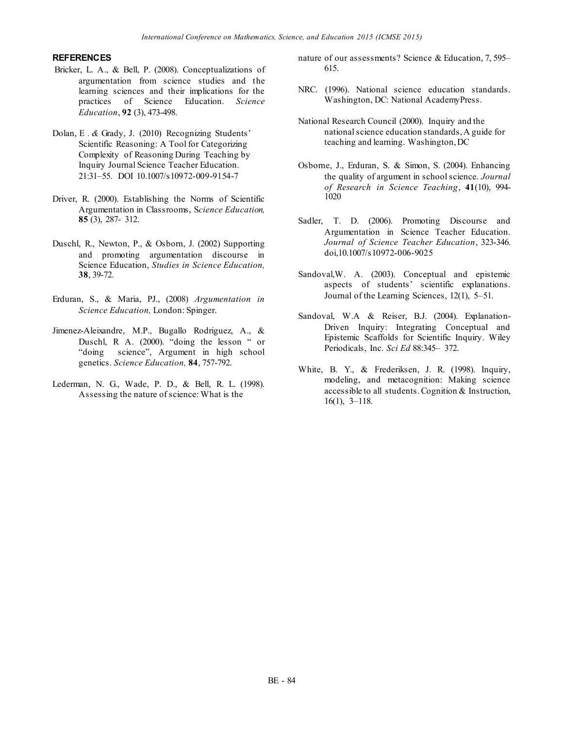## REFERENCES

Bricker, L. A., & Bell, P. (2008). Conceptualizations of argumentation from science studies and the learning sciences and their implications for the practices of Science Education. *Science Education*, **92** (3), 473-498.

Dolan, E . & Grady, J. (2010) Recognizing Students' Scientific Reasoning: A Tool for Categorizing Complexity of Reasoning During Teaching by Inquiry Journal Science Teacher Education. 21:31–55. DOI 10.1007/s10972-009-9154-7

Driver, R. (2000). Establishing the Norms of Scientific Argumentation in Classrooms, S*cience Education,* **85** (3), 287- 312.

Duschl, R., Newton, P., & Osborn, J. (2002) Supporting and promoting argumentation discourse in Science Education, *Studies in Science Education,* **38**, 39-72.

Erduran, S., & Maria, PJ., (2008) *Argumentation in Science Education,* London: Spinger.

Jimenez-Aleixandre, M.P., Bugallo Rodriguez, A., & Duschl, R A. (2000). "doing the lesson " or "doing science", Argument in high school genetics. *Science Education,* **84**, 757-792.

Lederman, N. G., Wade, P. D., & Bell, R. L. (1998). Assessing the nature of science: What is the nature of our assessments? Science & Education, 7, 595–615.

NRC. (1996). National science education standards. Washington, DC: National AcademyPress.

National Research Council (2000). Inquiry and the national science education standards, A guide for teaching and learning. Washington, DC

Osborne, J., Erduran, S. & Simon, S. (2004). Enhancing the quality of argument in school science. *Journal of Research in Science Teaching*, **41**(10), 994-1020

Sadler, T. D. (2006). Promoting Discourse and Argumentation in Science Teacher Education. *Journal of Science Teacher Education*, 323-346. doi,10.1007/s10972-006-9025

Sandoval,W. A. (2003). Conceptual and epistemic aspects of students' scientific explanations. Journal of the Learning Sciences, 12(1), 5–51.

Sandoval, W.A & Reiser, B.J. (2004). Explanation-Driven Inquiry: Integrating Conceptual and Epistemic Scaffolds for Scientific Inquiry. Wiley Periodicals, Inc. *Sci Ed* 88:345– 372.

White, B. Y., & Frederiksen, J. R. (1998). Inquiry, modeling, and metacognition: Making science accessible to all students. Cognition & Instruction, 16(1), 3–118.